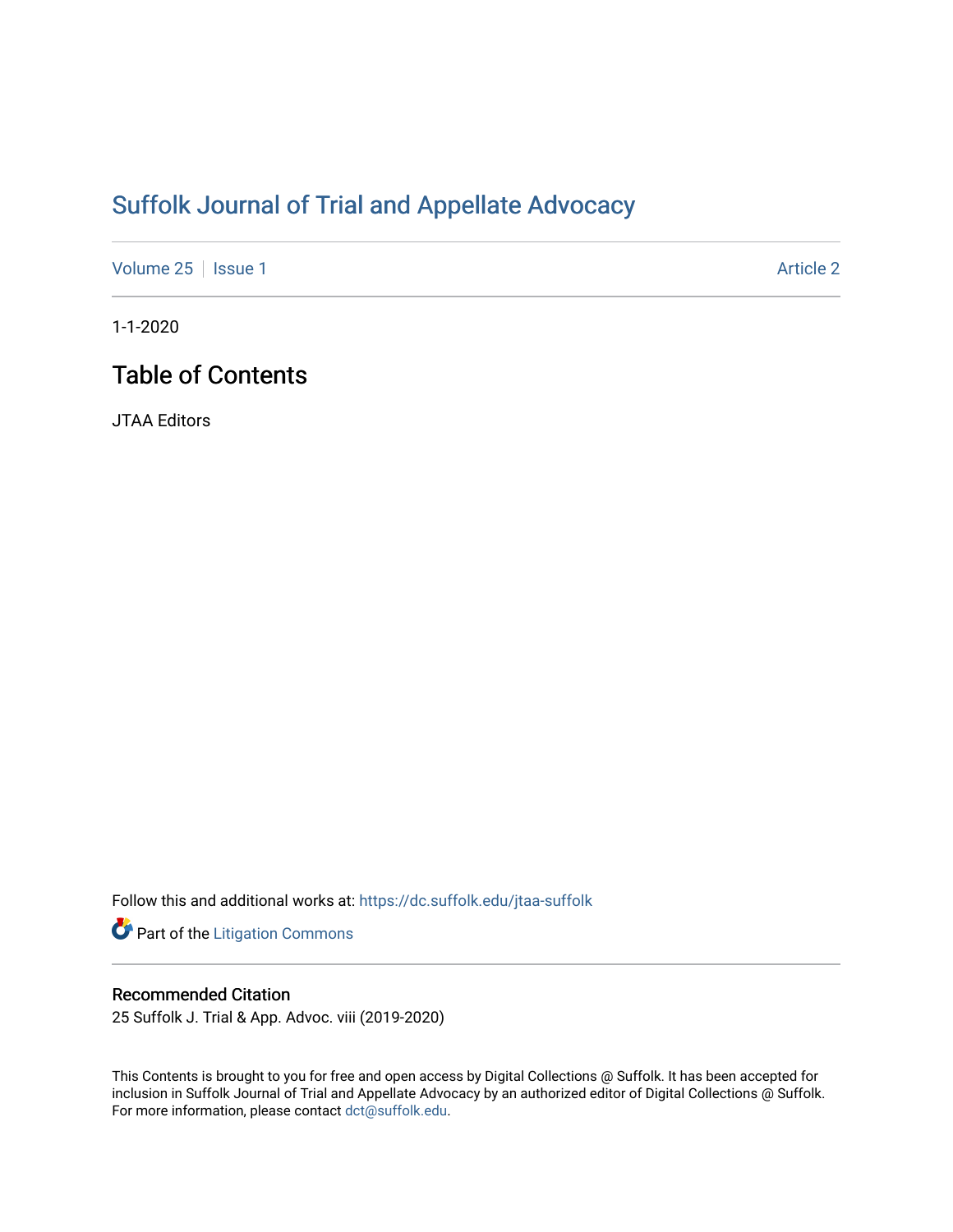# Suffolk Journal of Trial and Appellate Advocacy

Volume 25 | Issue 1 Article 2

1-1-2020

## Table of Contents

JTAA Editors

Follow this and additional works at: https://dc.suffolk.edu/jtaa-suffolk

Part of the Litigation Commons

### Recommended Citation

25 Suffolk J. Trial & App. Advoc. viii (2019-2020)

This Contents is brought to you for free and open access by Digital Collections @ Suffolk. It has been accepted for inclusion in Suffolk Journal of Trial and Appellate Advocacy by an authorized editor of Digital Collections @ Suffolk. For more information, please contact dct@suffolk.edu.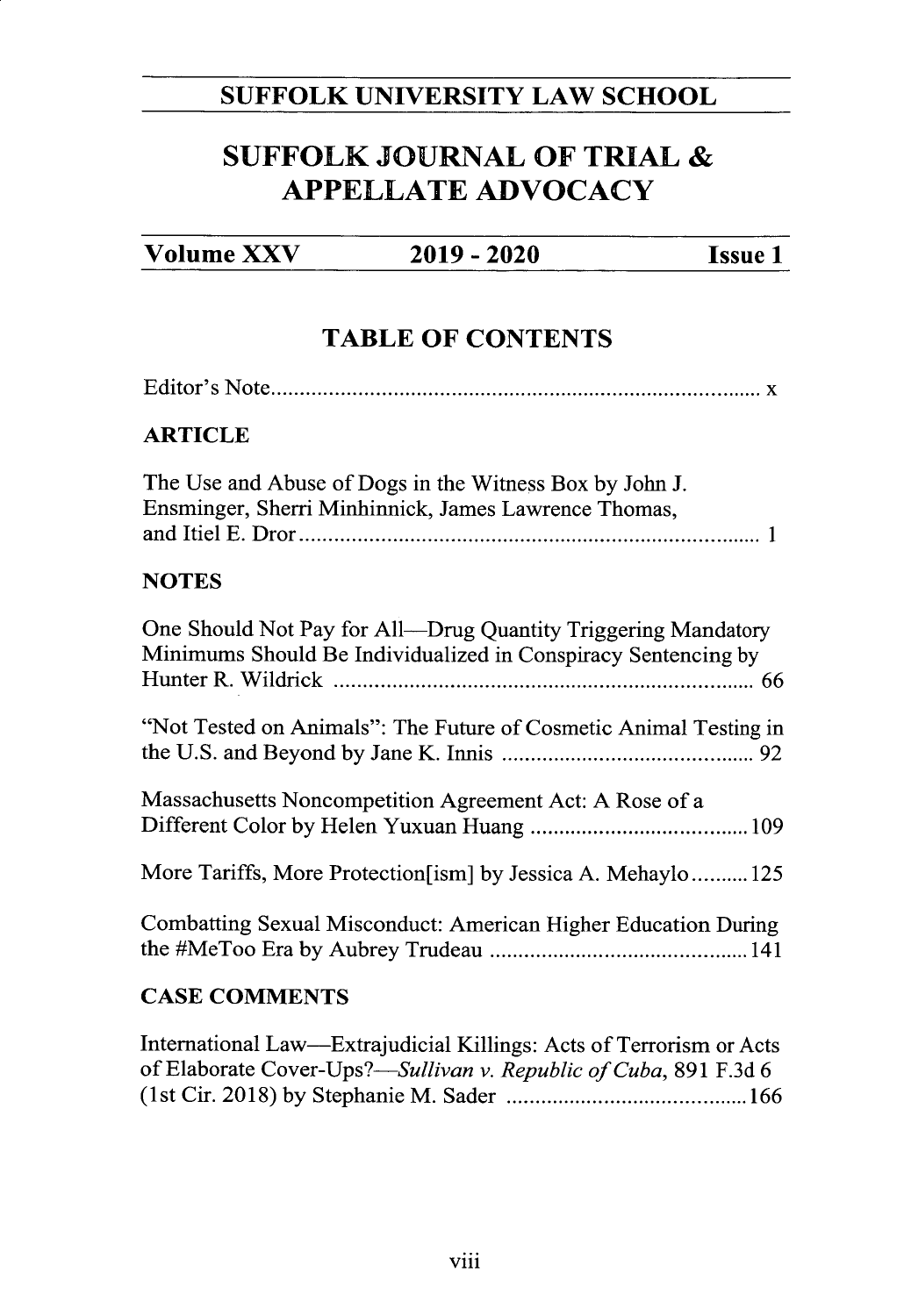SUFFOLK UNIVERSITY LAW SCHOOL

# SUFFOLK JOURNAL OF TRIAL & APPELLATE ADVOCACY

**Volume XXV** **2019 - 2020** **Issue 1**

## TABLE OF CONTENTS

Editor's Note ..................................................................................... x

**ARTICLE**

The Use and Abuse of Dogs in the Witness Box by John J. Ensminger, Sherri Minhinnick, James Lawrence Thomas, and Itiel E. Dror ................................................................................ 1

**NOTES**

One Should Not Pay for All—Drug Quantity Triggering Mandatory Minimums Should Be Individualized in Conspiracy Sentencing by Hunter R. Wildrick ......................................................................... 66

"Not Tested on Animals": The Future of Cosmetic Animal Testing in the U.S. and Beyond by Jane K. Innis ............................................ 92

Massachusetts Noncompetition Agreement Act: A Rose of a Different Color by Helen Yuxuan Huang ...................................... 109

More Tariffs, More Protection[ism] by Jessica A. Mehaylo .......... 125

Combatting Sexual Misconduct: American Higher Education During the #MeToo Era by Aubrey Trudeau ............................................. 141

**CASE COMMENTS**

International Law—Extrajudicial Killings: Acts of Terrorism or Acts of Elaborate Cover-Ups?—*Sullivan v. Republic of Cuba*, 891 F.3d 6 (1st Cir. 2018) by Stephanie M. Sader .......................................... 166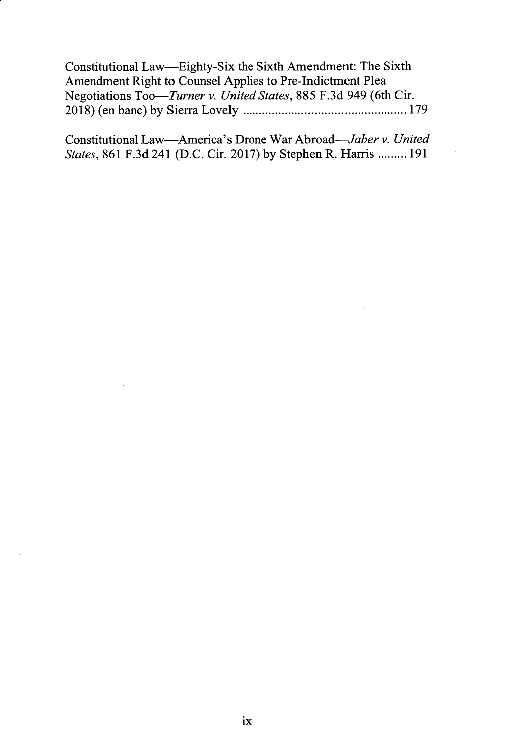Constitutional Law—Eighty-Six the Sixth Amendment: The Sixth Amendment Right to Counsel Applies to Pre-Indictment Plea Negotiations Too—*Turner v. United States*, 885 F.3d 949 (6th Cir. 2018) (en banc) by Sierra Lovely .................................................. 179

Constitutional Law—America's Drone War Abroad—*Jaber v. United States*, 861 F.3d 241 (D.C. Cir. 2017) by Stephen R. Harris ......... 191